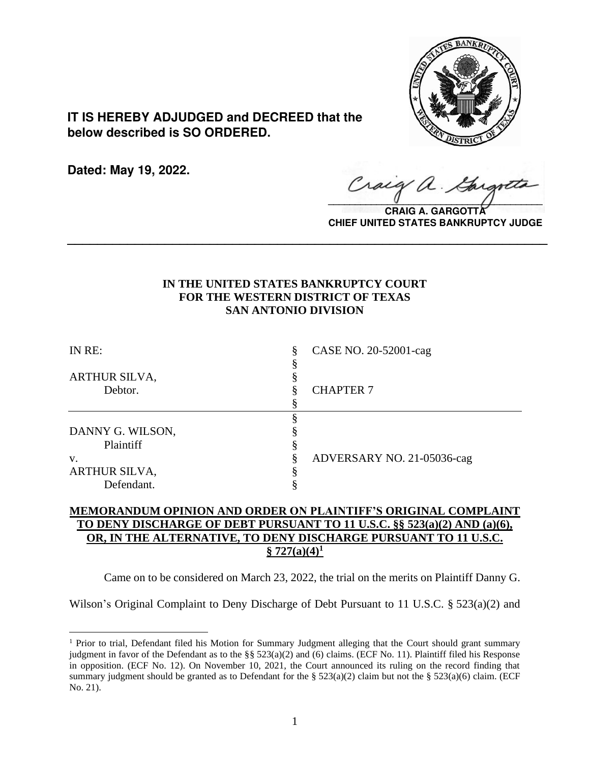**IT IS HEREBY ADJUDGED and DECREED that the below described is SO ORDERED.**

**Dated: May 19, 2022.**

**CRAIG A. GARGOTTA**
**CHIEF UNITED STATES BANKRUPTCY JUDGE**

---

**IN THE UNITED STATES BANKRUPTCY COURT**
**FOR THE WESTERN DISTRICT OF TEXAS**
**SAN ANTONIO DIVISION**

| | | |
|---|---|---|
| IN RE: | § | CASE NO. 20-52001-cag |
| | § | |
| ARTHUR SILVA, | § | |
| Debtor. | § | CHAPTER 7 |
| | § | |
| | § | |
| DANNY G. WILSON, | § | |
| Plaintiff | § | |
| v. | § | ADVERSARY NO. 21-05036-cag |
| ARTHUR SILVA, | § | |
| Defendant. | § | |

**MEMORANDUM OPINION AND ORDER ON PLAINTIFF'S ORIGINAL COMPLAINT TO DENY DISCHARGE OF DEBT PURSUANT TO 11 U.S.C. §§ 523(a)(2) AND (a)(6), OR, IN THE ALTERNATIVE, TO DENY DISCHARGE PURSUANT TO 11 U.S.C. § 727(a)(4)[1]**

Came on to be considered on March 23, 2022, the trial on the merits on Plaintiff Danny G. Wilson's Original Complaint to Deny Discharge of Debt Pursuant to 11 U.S.C. § 523(a)(2) and

---

[1] Prior to trial, Defendant filed his Motion for Summary Judgment alleging that the Court should grant summary judgment in favor of the Defendant as to the §§ 523(a)(2) and (6) claims. (ECF No. 11). Plaintiff filed his Response in opposition. (ECF No. 12). On November 10, 2021, the Court announced its ruling on the record finding that summary judgment should be granted as to Defendant for the § 523(a)(2) claim but not the § 523(a)(6) claim. (ECF No. 21).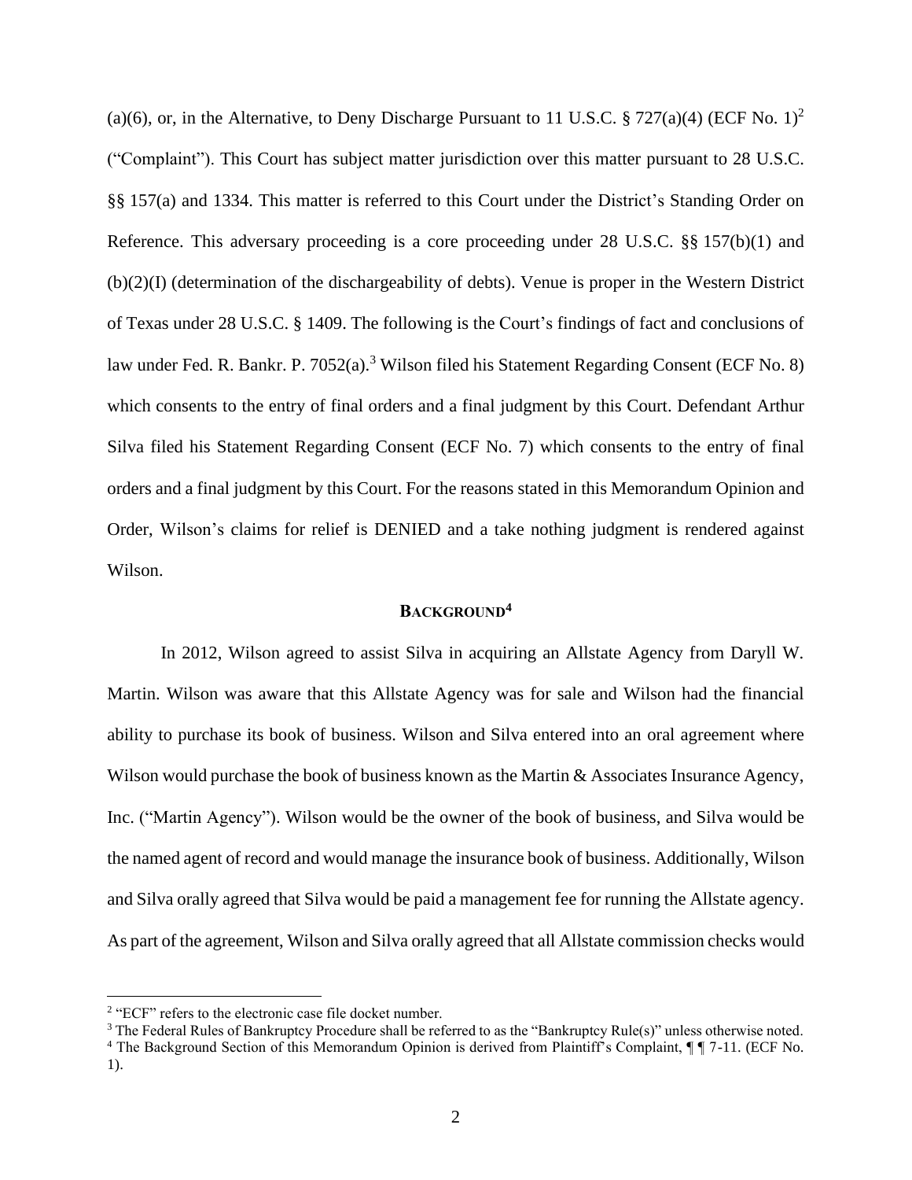(a)(6), or, in the Alternative, to Deny Discharge Pursuant to 11 U.S.C. § 727(a)(4) (ECF No. 1)[2] ("Complaint"). This Court has subject matter jurisdiction over this matter pursuant to 28 U.S.C. §§ 157(a) and 1334. This matter is referred to this Court under the District's Standing Order on Reference. This adversary proceeding is a core proceeding under 28 U.S.C. §§ 157(b)(1) and (b)(2)(I) (determination of the dischargeability of debts). Venue is proper in the Western District of Texas under 28 U.S.C. § 1409. The following is the Court's findings of fact and conclusions of law under Fed. R. Bankr. P. 7052(a).[3] Wilson filed his Statement Regarding Consent (ECF No. 8) which consents to the entry of final orders and a final judgment by this Court. Defendant Arthur Silva filed his Statement Regarding Consent (ECF No. 7) which consents to the entry of final orders and a final judgment by this Court. For the reasons stated in this Memorandum Opinion and Order, Wilson's claims for relief is DENIED and a take nothing judgment is rendered against Wilson.

## BACKGROUND[4]

In 2012, Wilson agreed to assist Silva in acquiring an Allstate Agency from Daryll W. Martin. Wilson was aware that this Allstate Agency was for sale and Wilson had the financial ability to purchase its book of business. Wilson and Silva entered into an oral agreement where Wilson would purchase the book of business known as the Martin & Associates Insurance Agency, Inc. ("Martin Agency"). Wilson would be the owner of the book of business, and Silva would be the named agent of record and would manage the insurance book of business. Additionally, Wilson and Silva orally agreed that Silva would be paid a management fee for running the Allstate agency. As part of the agreement, Wilson and Silva orally agreed that all Allstate commission checks would

---

[2] "ECF" refers to the electronic case file docket number.

[3] The Federal Rules of Bankruptcy Procedure shall be referred to as the "Bankruptcy Rule(s)" unless otherwise noted.

[4] The Background Section of this Memorandum Opinion is derived from Plaintiff's Complaint, ¶ ¶ 7-11. (ECF No. 1).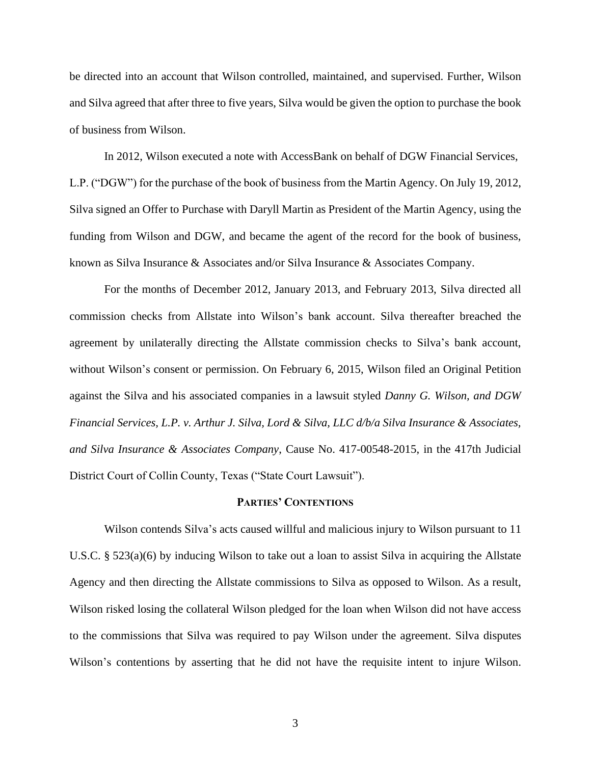be directed into an account that Wilson controlled, maintained, and supervised. Further, Wilson and Silva agreed that after three to five years, Silva would be given the option to purchase the book of business from Wilson.

In 2012, Wilson executed a note with AccessBank on behalf of DGW Financial Services, L.P. ("DGW") for the purchase of the book of business from the Martin Agency. On July 19, 2012, Silva signed an Offer to Purchase with Daryll Martin as President of the Martin Agency, using the funding from Wilson and DGW, and became the agent of the record for the book of business, known as Silva Insurance & Associates and/or Silva Insurance & Associates Company.

For the months of December 2012, January 2013, and February 2013, Silva directed all commission checks from Allstate into Wilson's bank account. Silva thereafter breached the agreement by unilaterally directing the Allstate commission checks to Silva's bank account, without Wilson's consent or permission. On February 6, 2015, Wilson filed an Original Petition against the Silva and his associated companies in a lawsuit styled *Danny G. Wilson, and DGW Financial Services, L.P. v. Arthur J. Silva, Lord & Silva, LLC d/b/a Silva Insurance & Associates, and Silva Insurance & Associates Company*, Cause No. 417-00548-2015, in the 417th Judicial District Court of Collin County, Texas ("State Court Lawsuit").

## **PARTIES' CONTENTIONS**

Wilson contends Silva's acts caused willful and malicious injury to Wilson pursuant to 11 U.S.C. § 523(a)(6) by inducing Wilson to take out a loan to assist Silva in acquiring the Allstate Agency and then directing the Allstate commissions to Silva as opposed to Wilson. As a result, Wilson risked losing the collateral Wilson pledged for the loan when Wilson did not have access to the commissions that Silva was required to pay Wilson under the agreement. Silva disputes Wilson's contentions by asserting that he did not have the requisite intent to injure Wilson.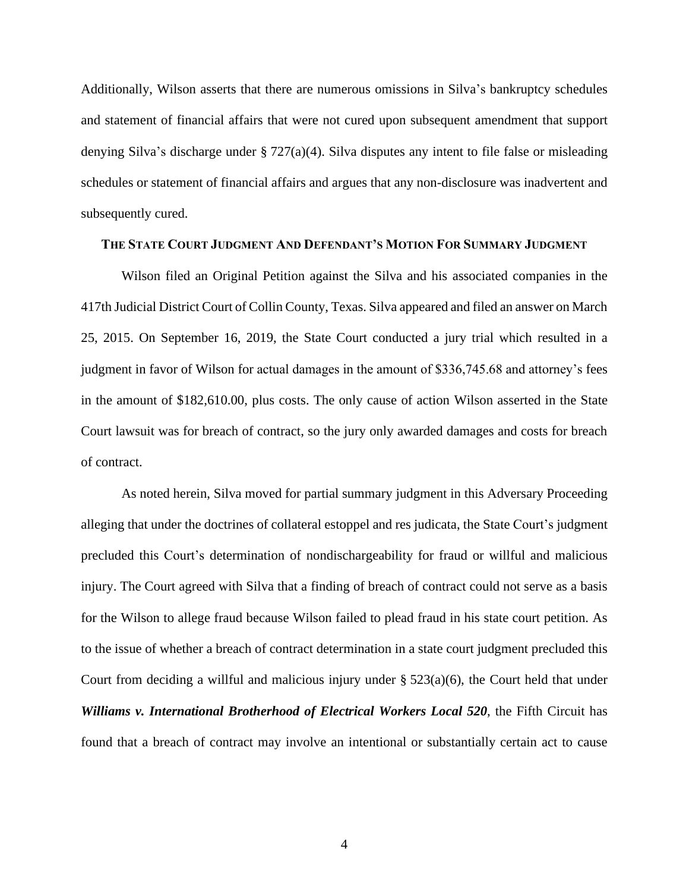Additionally, Wilson asserts that there are numerous omissions in Silva's bankruptcy schedules and statement of financial affairs that were not cured upon subsequent amendment that support denying Silva's discharge under § 727(a)(4). Silva disputes any intent to file false or misleading schedules or statement of financial affairs and argues that any non-disclosure was inadvertent and subsequently cured.

### THE STATE COURT JUDGMENT AND DEFENDANT'S MOTION FOR SUMMARY JUDGMENT

Wilson filed an Original Petition against the Silva and his associated companies in the 417th Judicial District Court of Collin County, Texas. Silva appeared and filed an answer on March 25, 2015. On September 16, 2019, the State Court conducted a jury trial which resulted in a judgment in favor of Wilson for actual damages in the amount of $336,745.68 and attorney's fees in the amount of $182,610.00, plus costs. The only cause of action Wilson asserted in the State Court lawsuit was for breach of contract, so the jury only awarded damages and costs for breach of contract.

As noted herein, Silva moved for partial summary judgment in this Adversary Proceeding alleging that under the doctrines of collateral estoppel and res judicata, the State Court's judgment precluded this Court's determination of nondischargeability for fraud or willful and malicious injury. The Court agreed with Silva that a finding of breach of contract could not serve as a basis for the Wilson to allege fraud because Wilson failed to plead fraud in his state court petition. As to the issue of whether a breach of contract determination in a state court judgment precluded this Court from deciding a willful and malicious injury under § 523(a)(6), the Court held that under ***Williams v. International Brotherhood of Electrical Workers Local 520***, the Fifth Circuit has found that a breach of contract may involve an intentional or substantially certain act to cause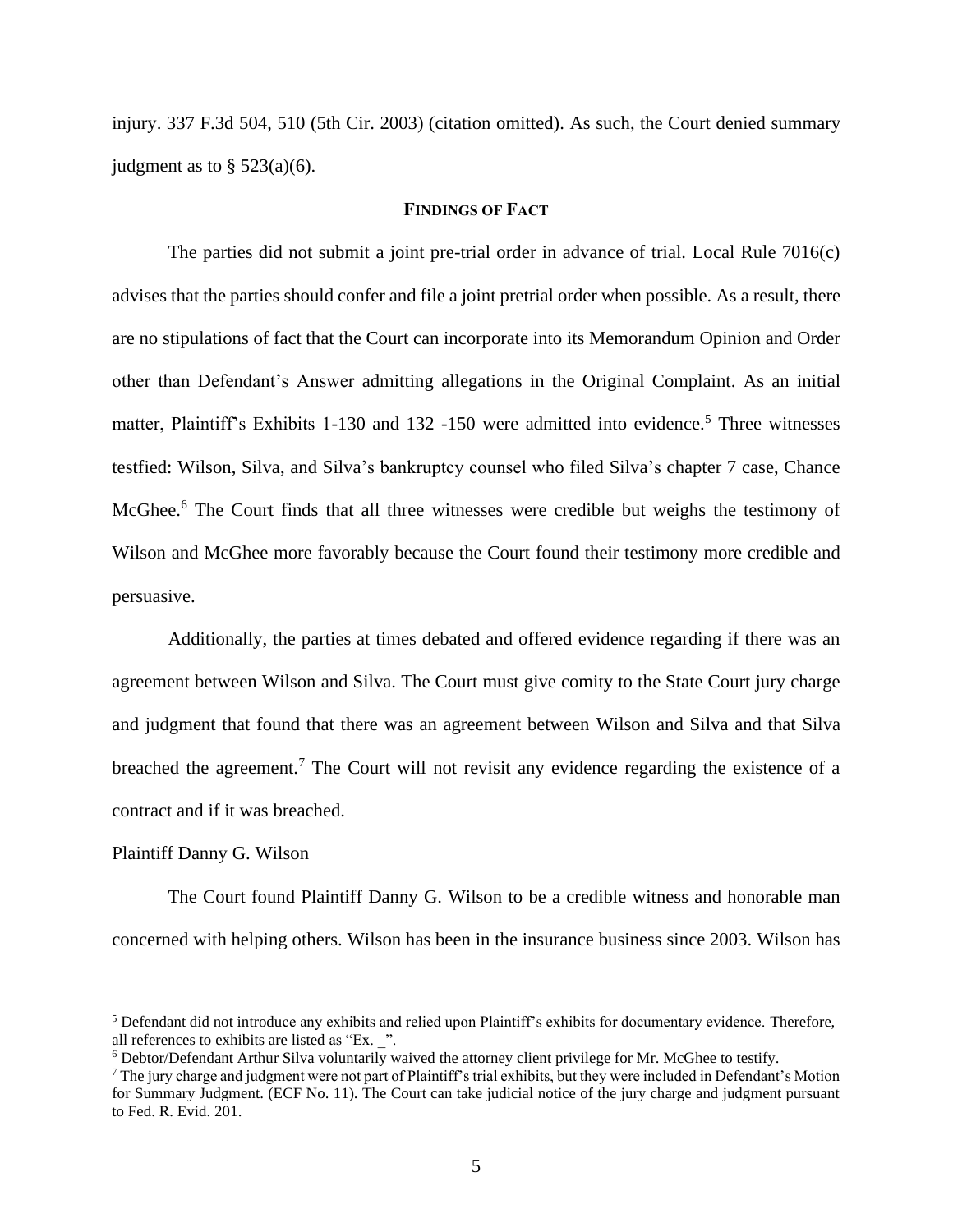injury. 337 F.3d 504, 510 (5th Cir. 2003) (citation omitted). As such, the Court denied summary judgment as to § 523(a)(6).

## FINDINGS OF FACT

The parties did not submit a joint pre-trial order in advance of trial. Local Rule 7016(c) advises that the parties should confer and file a joint pretrial order when possible. As a result, there are no stipulations of fact that the Court can incorporate into its Memorandum Opinion and Order other than Defendant's Answer admitting allegations in the Original Complaint. As an initial matter, Plaintiff's Exhibits 1-130 and 132 -150 were admitted into evidence.[5] Three witnesses testfied: Wilson, Silva, and Silva's bankruptcy counsel who filed Silva's chapter 7 case, Chance McGhee.[6] The Court finds that all three witnesses were credible but weighs the testimony of Wilson and McGhee more favorably because the Court found their testimony more credible and persuasive.

Additionally, the parties at times debated and offered evidence regarding if there was an agreement between Wilson and Silva. The Court must give comity to the State Court jury charge and judgment that found that there was an agreement between Wilson and Silva and that Silva breached the agreement.[7] The Court will not revisit any evidence regarding the existence of a contract and if it was breached.

Plaintiff Danny G. Wilson

The Court found Plaintiff Danny G. Wilson to be a credible witness and honorable man concerned with helping others. Wilson has been in the insurance business since 2003. Wilson has

---

[5] Defendant did not introduce any exhibits and relied upon Plaintiff's exhibits for documentary evidence. Therefore, all references to exhibits are listed as "Ex. _".

[6] Debtor/Defendant Arthur Silva voluntarily waived the attorney client privilege for Mr. McGhee to testify.

[7] The jury charge and judgment were not part of Plaintiff's trial exhibits, but they were included in Defendant's Motion for Summary Judgment. (ECF No. 11). The Court can take judicial notice of the jury charge and judgment pursuant to Fed. R. Evid. 201.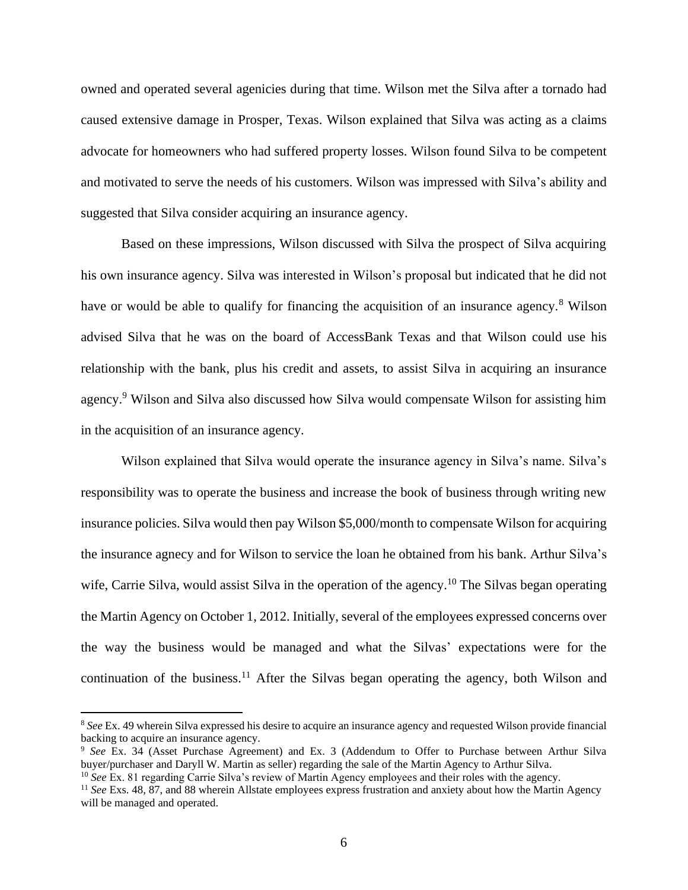owned and operated several agenicies during that time. Wilson met the Silva after a tornado had caused extensive damage in Prosper, Texas. Wilson explained that Silva was acting as a claims advocate for homeowners who had suffered property losses. Wilson found Silva to be competent and motivated to serve the needs of his customers. Wilson was impressed with Silva's ability and suggested that Silva consider acquiring an insurance agency.

Based on these impressions, Wilson discussed with Silva the prospect of Silva acquiring his own insurance agency. Silva was interested in Wilson's proposal but indicated that he did not have or would be able to qualify for financing the acquisition of an insurance agency.[8] Wilson advised Silva that he was on the board of AccessBank Texas and that Wilson could use his relationship with the bank, plus his credit and assets, to assist Silva in acquiring an insurance agency.[9] Wilson and Silva also discussed how Silva would compensate Wilson for assisting him in the acquisition of an insurance agency.

Wilson explained that Silva would operate the insurance agency in Silva's name. Silva's responsibility was to operate the business and increase the book of business through writing new insurance policies. Silva would then pay Wilson $5,000/month to compensate Wilson for acquiring the insurance agnecy and for Wilson to service the loan he obtained from his bank. Arthur Silva's wife, Carrie Silva, would assist Silva in the operation of the agency.[10] The Silvas began operating the Martin Agency on October 1, 2012. Initially, several of the employees expressed concerns over the way the business would be managed and what the Silvas' expectations were for the continuation of the business.[11] After the Silvas began operating the agency, both Wilson and

---

[8] *See* Ex. 49 wherein Silva expressed his desire to acquire an insurance agency and requested Wilson provide financial backing to acquire an insurance agency.

[9] *See* Ex. 34 (Asset Purchase Agreement) and Ex. 3 (Addendum to Offer to Purchase between Arthur Silva buyer/purchaser and Daryll W. Martin as seller) regarding the sale of the Martin Agency to Arthur Silva.

[10] *See* Ex. 81 regarding Carrie Silva's review of Martin Agency employees and their roles with the agency.

[11] *See* Exs. 48, 87, and 88 wherein Allstate employees express frustration and anxiety about how the Martin Agency will be managed and operated.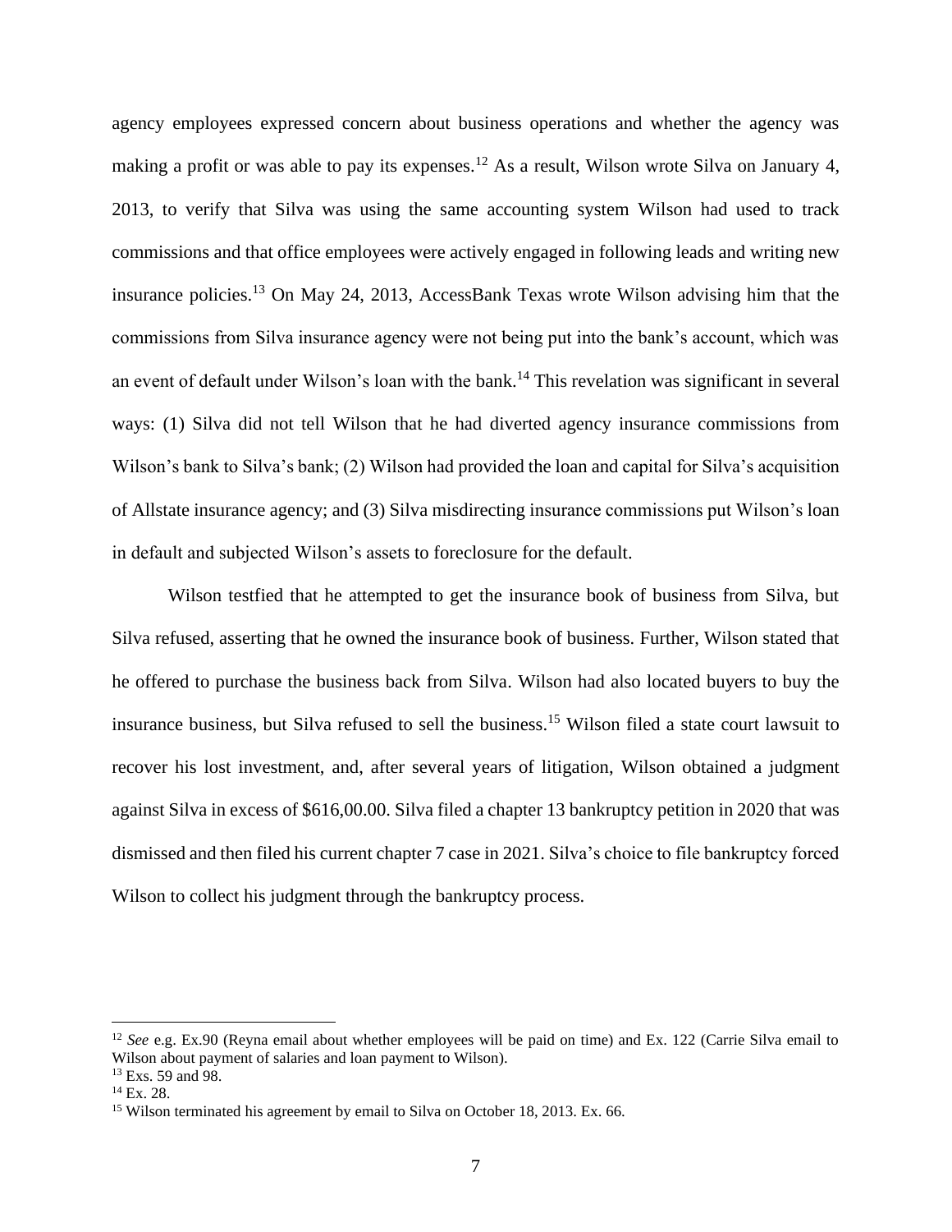agency employees expressed concern about business operations and whether the agency was making a profit or was able to pay its expenses.[12] As a result, Wilson wrote Silva on January 4, 2013, to verify that Silva was using the same accounting system Wilson had used to track commissions and that office employees were actively engaged in following leads and writing new insurance policies.[13] On May 24, 2013, AccessBank Texas wrote Wilson advising him that the commissions from Silva insurance agency were not being put into the bank's account, which was an event of default under Wilson's loan with the bank.[14] This revelation was significant in several ways: (1) Silva did not tell Wilson that he had diverted agency insurance commissions from Wilson's bank to Silva's bank; (2) Wilson had provided the loan and capital for Silva's acquisition of Allstate insurance agency; and (3) Silva misdirecting insurance commissions put Wilson's loan in default and subjected Wilson's assets to foreclosure for the default.

Wilson testfied that he attempted to get the insurance book of business from Silva, but Silva refused, asserting that he owned the insurance book of business. Further, Wilson stated that he offered to purchase the business back from Silva. Wilson had also located buyers to buy the insurance business, but Silva refused to sell the business.[15] Wilson filed a state court lawsuit to recover his lost investment, and, after several years of litigation, Wilson obtained a judgment against Silva in excess of $616,00.00. Silva filed a chapter 13 bankruptcy petition in 2020 that was dismissed and then filed his current chapter 7 case in 2021. Silva's choice to file bankruptcy forced Wilson to collect his judgment through the bankruptcy process.

---

[12] *See* e.g. Ex.90 (Reyna email about whether employees will be paid on time) and Ex. 122 (Carrie Silva email to Wilson about payment of salaries and loan payment to Wilson).

[13] Exs. 59 and 98.

[14] Ex. 28.

[15] Wilson terminated his agreement by email to Silva on October 18, 2013. Ex. 66.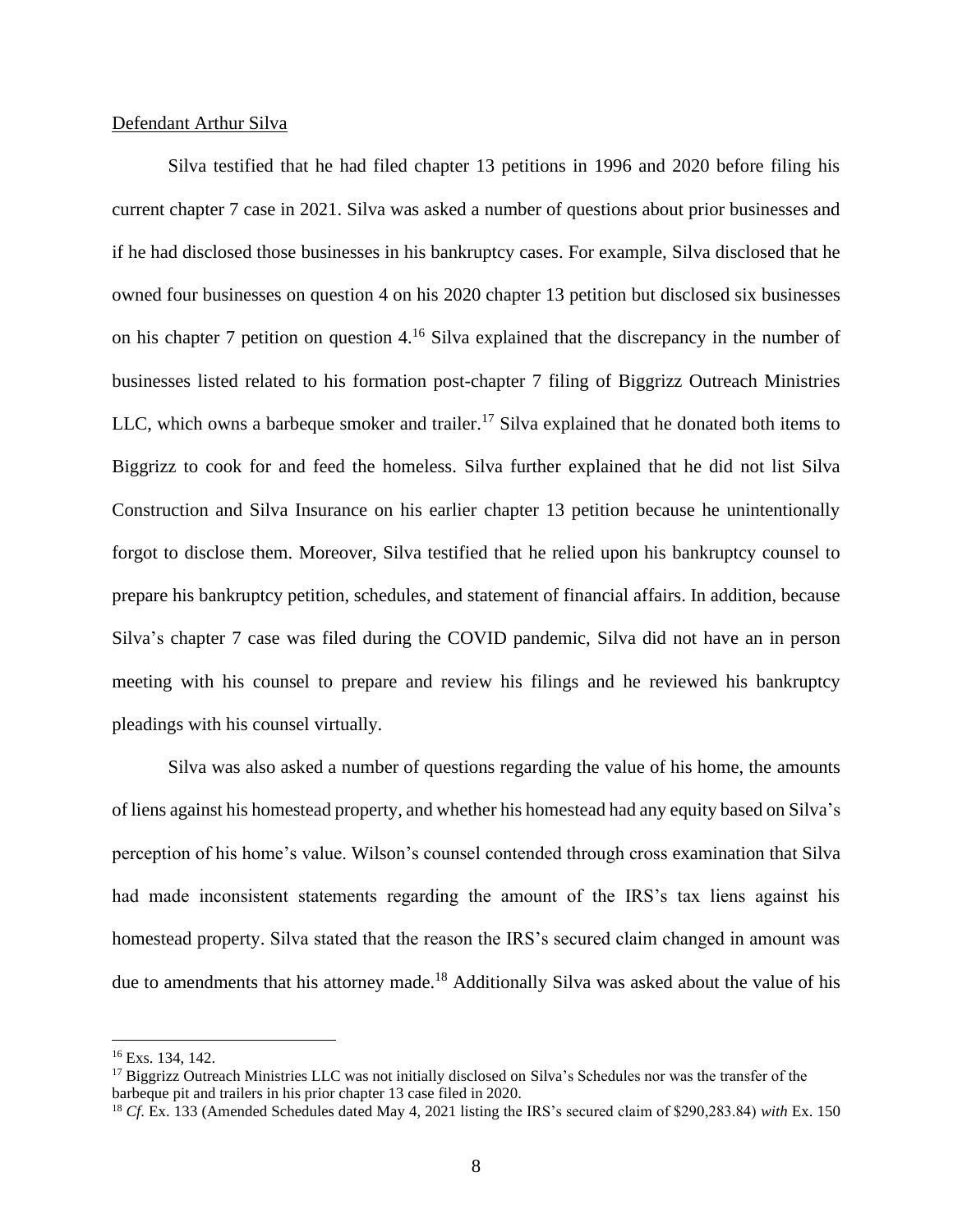Defendant Arthur Silva

Silva testified that he had filed chapter 13 petitions in 1996 and 2020 before filing his current chapter 7 case in 2021. Silva was asked a number of questions about prior businesses and if he had disclosed those businesses in his bankruptcy cases. For example, Silva disclosed that he owned four businesses on question 4 on his 2020 chapter 13 petition but disclosed six businesses on his chapter 7 petition on question 4.[16] Silva explained that the discrepancy in the number of businesses listed related to his formation post-chapter 7 filing of Biggrizz Outreach Ministries LLC, which owns a barbeque smoker and trailer.[17] Silva explained that he donated both items to Biggrizz to cook for and feed the homeless. Silva further explained that he did not list Silva Construction and Silva Insurance on his earlier chapter 13 petition because he unintentionally forgot to disclose them. Moreover, Silva testified that he relied upon his bankruptcy counsel to prepare his bankruptcy petition, schedules, and statement of financial affairs. In addition, because Silva's chapter 7 case was filed during the COVID pandemic, Silva did not have an in person meeting with his counsel to prepare and review his filings and he reviewed his bankruptcy pleadings with his counsel virtually.

Silva was also asked a number of questions regarding the value of his home, the amounts of liens against his homestead property, and whether his homestead had any equity based on Silva's perception of his home's value. Wilson's counsel contended through cross examination that Silva had made inconsistent statements regarding the amount of the IRS's tax liens against his homestead property. Silva stated that the reason the IRS's secured claim changed in amount was due to amendments that his attorney made.[18] Additionally Silva was asked about the value of his

---

[16] Exs. 134, 142.

[17] Biggrizz Outreach Ministries LLC was not initially disclosed on Silva's Schedules nor was the transfer of the barbeque pit and trailers in his prior chapter 13 case filed in 2020.

[18] *Cf.* Ex. 133 (Amended Schedules dated May 4, 2021 listing the IRS's secured claim of $290,283.84) *with* Ex. 150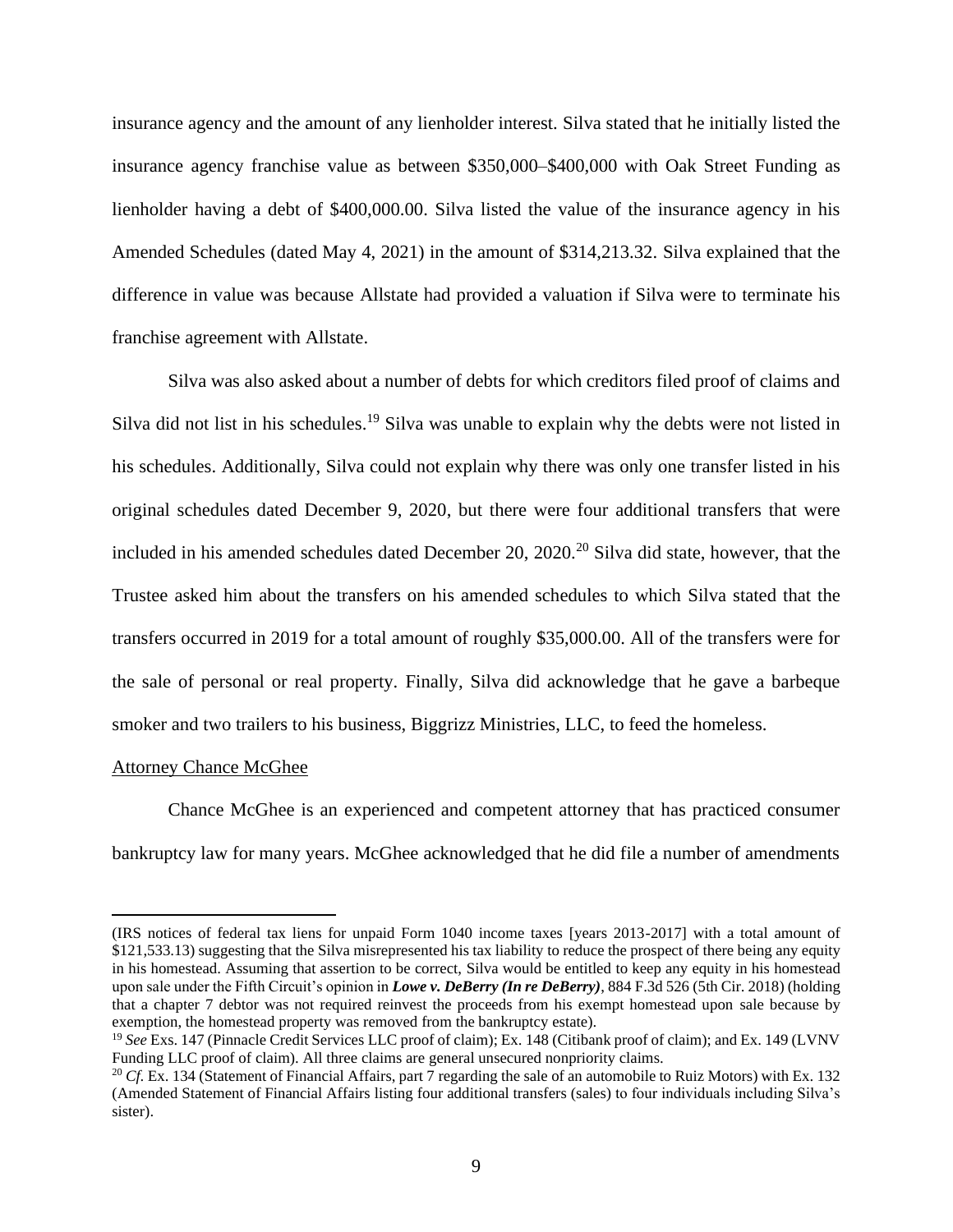insurance agency and the amount of any lienholder interest. Silva stated that he initially listed the insurance agency franchise value as between $350,000–$400,000 with Oak Street Funding as lienholder having a debt of $400,000.00. Silva listed the value of the insurance agency in his Amended Schedules (dated May 4, 2021) in the amount of $314,213.32. Silva explained that the difference in value was because Allstate had provided a valuation if Silva were to terminate his franchise agreement with Allstate.

Silva was also asked about a number of debts for which creditors filed proof of claims and Silva did not list in his schedules.[19] Silva was unable to explain why the debts were not listed in his schedules. Additionally, Silva could not explain why there was only one transfer listed in his original schedules dated December 9, 2020, but there were four additional transfers that were included in his amended schedules dated December 20, 2020.[20] Silva did state, however, that the Trustee asked him about the transfers on his amended schedules to which Silva stated that the transfers occurred in 2019 for a total amount of roughly $35,000.00. All of the transfers were for the sale of personal or real property. Finally, Silva did acknowledge that he gave a barbeque smoker and two trailers to his business, Biggrizz Ministries, LLC, to feed the homeless.

Attorney Chance McGhee

Chance McGhee is an experienced and competent attorney that has practiced consumer bankruptcy law for many years. McGhee acknowledged that he did file a number of amendments

---

(IRS notices of federal tax liens for unpaid Form 1040 income taxes [years 2013-2017] with a total amount of $121,533.13) suggesting that the Silva misrepresented his tax liability to reduce the prospect of there being any equity in his homestead. Assuming that assertion to be correct, Silva would be entitled to keep any equity in his homestead upon sale under the Fifth Circuit's opinion in ***Lowe v. DeBerry (In re DeBerry)***, 884 F.3d 526 (5th Cir. 2018) (holding that a chapter 7 debtor was not required reinvest the proceeds from his exempt homestead upon sale because by exemption, the homestead property was removed from the bankruptcy estate).

[19] *See* Exs. 147 (Pinnacle Credit Services LLC proof of claim); Ex. 148 (Citibank proof of claim); and Ex. 149 (LVNV Funding LLC proof of claim). All three claims are general unsecured nonpriority claims.

[20] *Cf*. Ex. 134 (Statement of Financial Affairs, part 7 regarding the sale of an automobile to Ruiz Motors) with Ex. 132 (Amended Statement of Financial Affairs listing four additional transfers (sales) to four individuals including Silva's sister).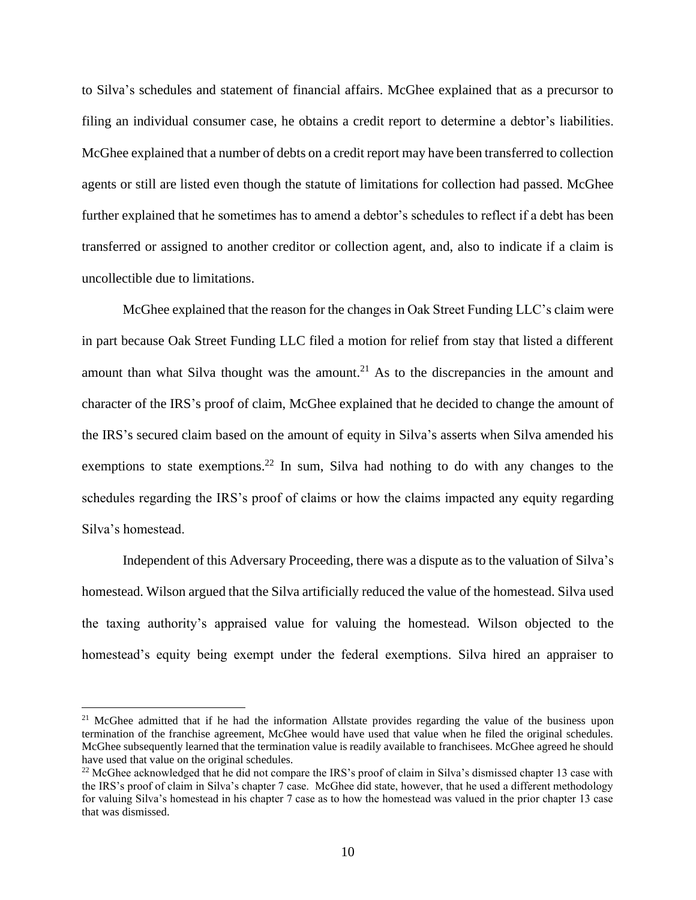to Silva's schedules and statement of financial affairs. McGhee explained that as a precursor to filing an individual consumer case, he obtains a credit report to determine a debtor's liabilities. McGhee explained that a number of debts on a credit report may have been transferred to collection agents or still are listed even though the statute of limitations for collection had passed. McGhee further explained that he sometimes has to amend a debtor's schedules to reflect if a debt has been transferred or assigned to another creditor or collection agent, and, also to indicate if a claim is uncollectible due to limitations.

McGhee explained that the reason for the changes in Oak Street Funding LLC's claim were in part because Oak Street Funding LLC filed a motion for relief from stay that listed a different amount than what Silva thought was the amount.[21] As to the discrepancies in the amount and character of the IRS's proof of claim, McGhee explained that he decided to change the amount of the IRS's secured claim based on the amount of equity in Silva's asserts when Silva amended his exemptions to state exemptions.[22] In sum, Silva had nothing to do with any changes to the schedules regarding the IRS's proof of claims or how the claims impacted any equity regarding Silva's homestead.

Independent of this Adversary Proceeding, there was a dispute as to the valuation of Silva's homestead. Wilson argued that the Silva artificially reduced the value of the homestead. Silva used the taxing authority's appraised value for valuing the homestead. Wilson objected to the homestead's equity being exempt under the federal exemptions. Silva hired an appraiser to

---

[21] McGhee admitted that if he had the information Allstate provides regarding the value of the business upon termination of the franchise agreement, McGhee would have used that value when he filed the original schedules. McGhee subsequently learned that the termination value is readily available to franchisees. McGhee agreed he should have used that value on the original schedules.

[22] McGhee acknowledged that he did not compare the IRS's proof of claim in Silva's dismissed chapter 13 case with the IRS's proof of claim in Silva's chapter 7 case. McGhee did state, however, that he used a different methodology for valuing Silva's homestead in his chapter 7 case as to how the homestead was valued in the prior chapter 13 case that was dismissed.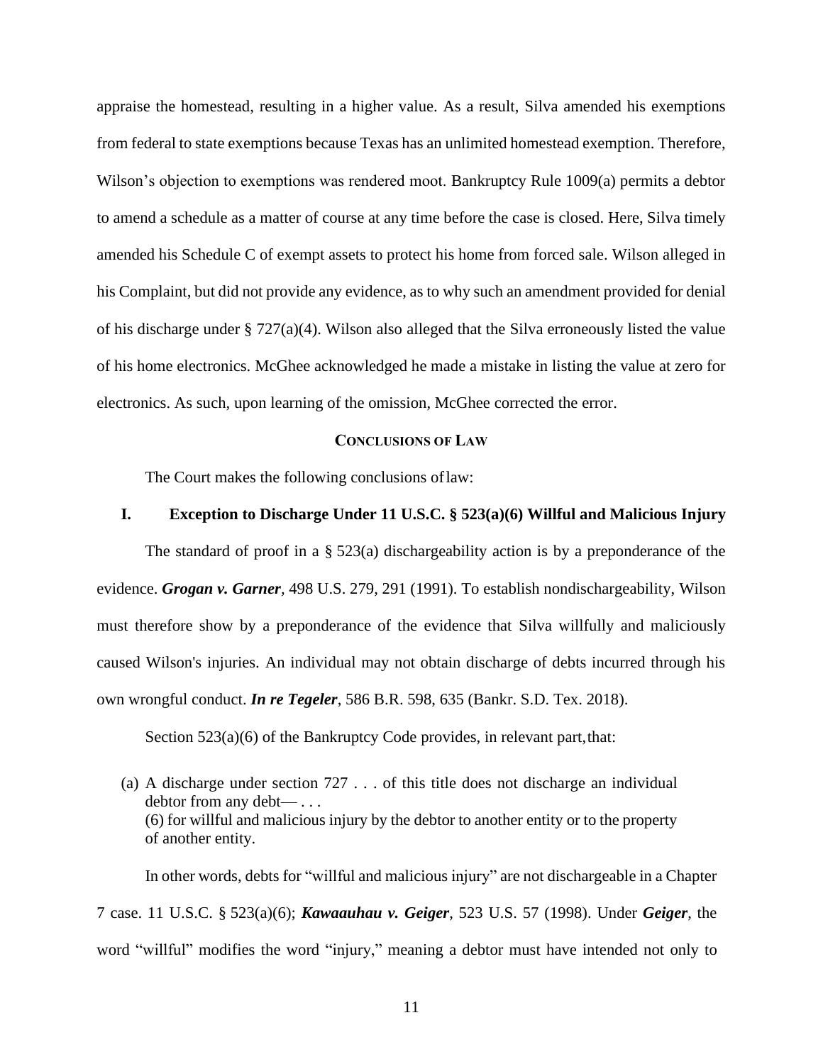appraise the homestead, resulting in a higher value. As a result, Silva amended his exemptions from federal to state exemptions because Texas has an unlimited homestead exemption. Therefore, Wilson's objection to exemptions was rendered moot. Bankruptcy Rule 1009(a) permits a debtor to amend a schedule as a matter of course at any time before the case is closed. Here, Silva timely amended his Schedule C of exempt assets to protect his home from forced sale. Wilson alleged in his Complaint, but did not provide any evidence, as to why such an amendment provided for denial of his discharge under § 727(a)(4). Wilson also alleged that the Silva erroneously listed the value of his home electronics. McGhee acknowledged he made a mistake in listing the value at zero for electronics. As such, upon learning of the omission, McGhee corrected the error.

## CONCLUSIONS OF LAW

The Court makes the following conclusions of law:

### I. Exception to Discharge Under 11 U.S.C. § 523(a)(6) Willful and Malicious Injury

The standard of proof in a § 523(a) dischargeability action is by a preponderance of the evidence. ***Grogan v. Garner***, 498 U.S. 279, 291 (1991). To establish nondischargeability, Wilson must therefore show by a preponderance of the evidence that Silva willfully and maliciously caused Wilson's injuries. An individual may not obtain discharge of debts incurred through his own wrongful conduct. ***In re Tegeler***, 586 B.R. 598, 635 (Bankr. S.D. Tex. 2018).

Section 523(a)(6) of the Bankruptcy Code provides, in relevant part, that:

> (a) A discharge under section 727 . . . of this title does not discharge an individual debtor from any debt— . . .
> (6) for willful and malicious injury by the debtor to another entity or to the property of another entity.

In other words, debts for "willful and malicious injury" are not dischargeable in a Chapter 7 case. 11 U.S.C. § 523(a)(6); ***Kawaauhau v. Geiger***, 523 U.S. 57 (1998). Under ***Geiger***, the word "willful" modifies the word "injury," meaning a debtor must have intended not only to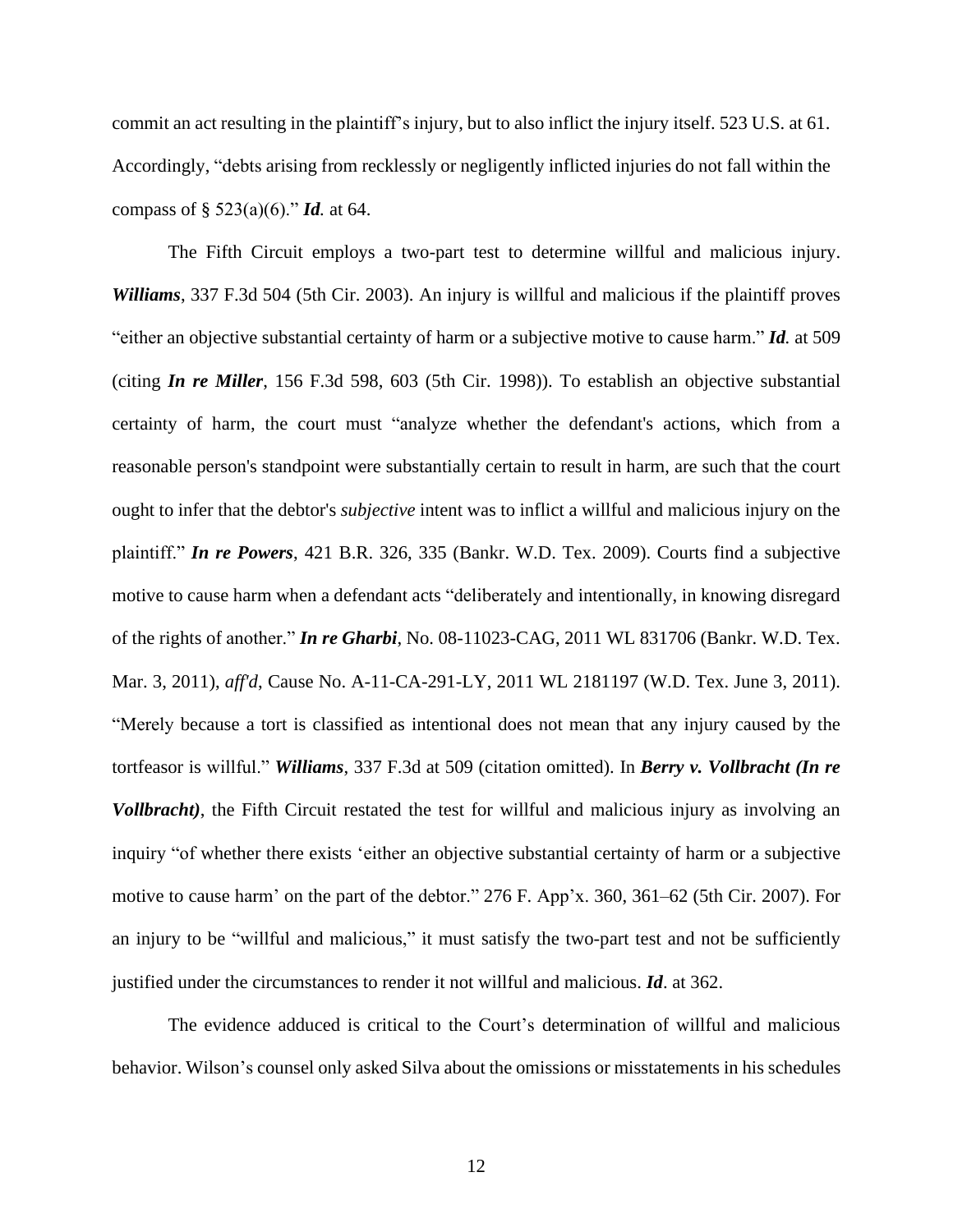commit an act resulting in the plaintiff's injury, but to also inflict the injury itself. 523 U.S. at 61. Accordingly, "debts arising from recklessly or negligently inflicted injuries do not fall within the compass of § 523(a)(6)." ***Id.*** at 64.

The Fifth Circuit employs a two-part test to determine willful and malicious injury. ***Williams***, 337 F.3d 504 (5th Cir. 2003). An injury is willful and malicious if the plaintiff proves "either an objective substantial certainty of harm or a subjective motive to cause harm." ***Id.*** at 509 (citing ***In re Miller***, 156 F.3d 598, 603 (5th Cir. 1998)). To establish an objective substantial certainty of harm, the court must "analyze whether the defendant's actions, which from a reasonable person's standpoint were substantially certain to result in harm, are such that the court ought to infer that the debtor's *subjective* intent was to inflict a willful and malicious injury on the plaintiff." ***In re Powers***, 421 B.R. 326, 335 (Bankr. W.D. Tex. 2009). Courts find a subjective motive to cause harm when a defendant acts "deliberately and intentionally, in knowing disregard of the rights of another." ***In re Gharbi***, No. 08-11023-CAG, 2011 WL 831706 (Bankr. W.D. Tex. Mar. 3, 2011), *aff'd*, Cause No. A-11-CA-291-LY, 2011 WL 2181197 (W.D. Tex. June 3, 2011). "Merely because a tort is classified as intentional does not mean that any injury caused by the tortfeasor is willful." ***Williams***, 337 F.3d at 509 (citation omitted). In ***Berry v. Vollbracht (In re Vollbracht)***, the Fifth Circuit restated the test for willful and malicious injury as involving an inquiry "of whether there exists 'either an objective substantial certainty of harm or a subjective motive to cause harm' on the part of the debtor." 276 F. App'x. 360, 361–62 (5th Cir. 2007). For an injury to be "willful and malicious," it must satisfy the two-part test and not be sufficiently justified under the circumstances to render it not willful and malicious. ***Id***. at 362.

The evidence adduced is critical to the Court's determination of willful and malicious behavior. Wilson's counsel only asked Silva about the omissions or misstatements in his schedules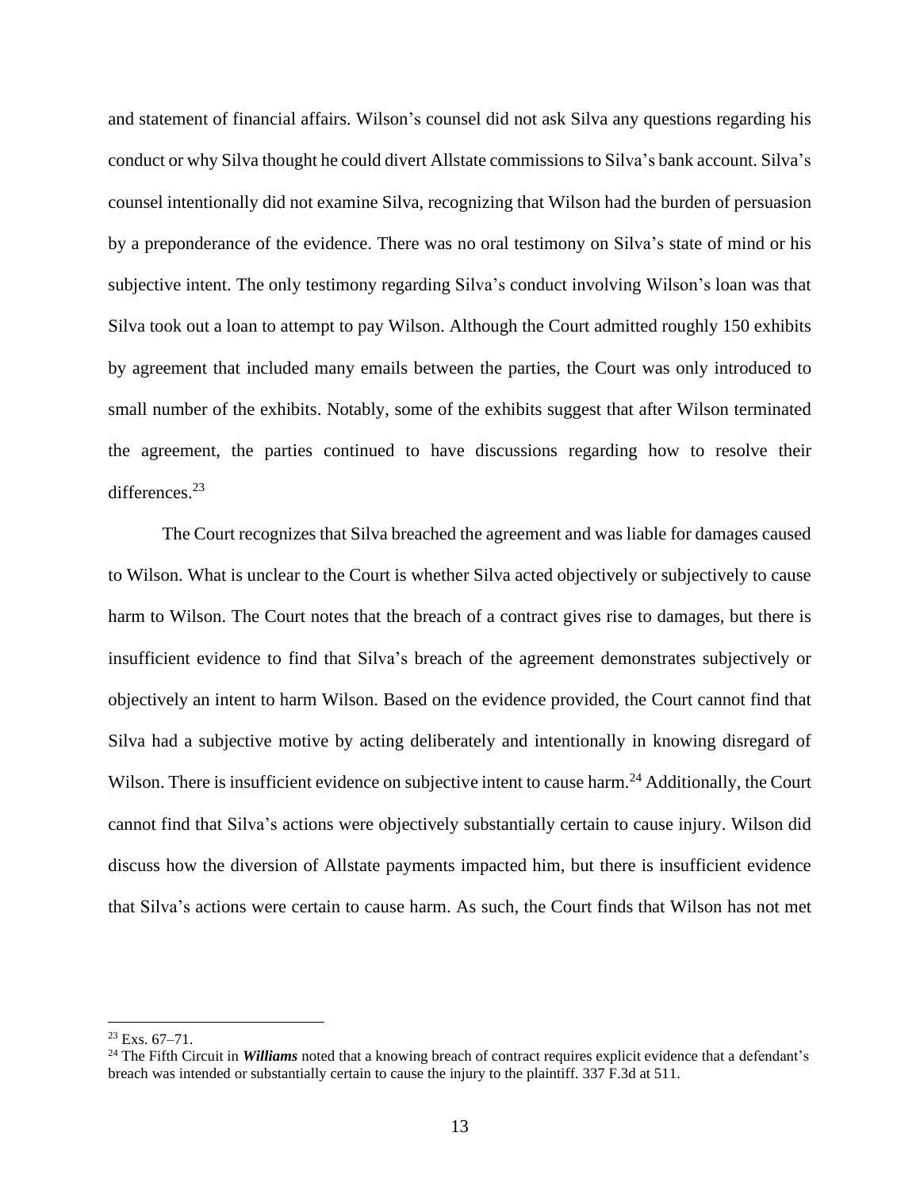and statement of financial affairs. Wilson's counsel did not ask Silva any questions regarding his conduct or why Silva thought he could divert Allstate commissions to Silva's bank account. Silva's counsel intentionally did not examine Silva, recognizing that Wilson had the burden of persuasion by a preponderance of the evidence. There was no oral testimony on Silva's state of mind or his subjective intent. The only testimony regarding Silva's conduct involving Wilson's loan was that Silva took out a loan to attempt to pay Wilson. Although the Court admitted roughly 150 exhibits by agreement that included many emails between the parties, the Court was only introduced to small number of the exhibits. Notably, some of the exhibits suggest that after Wilson terminated the agreement, the parties continued to have discussions regarding how to resolve their differences.[23]

The Court recognizes that Silva breached the agreement and was liable for damages caused to Wilson. What is unclear to the Court is whether Silva acted objectively or subjectively to cause harm to Wilson. The Court notes that the breach of a contract gives rise to damages, but there is insufficient evidence to find that Silva's breach of the agreement demonstrates subjectively or objectively an intent to harm Wilson. Based on the evidence provided, the Court cannot find that Silva had a subjective motive by acting deliberately and intentionally in knowing disregard of Wilson. There is insufficient evidence on subjective intent to cause harm.[24] Additionally, the Court cannot find that Silva's actions were objectively substantially certain to cause injury. Wilson did discuss how the diversion of Allstate payments impacted him, but there is insufficient evidence that Silva's actions were certain to cause harm. As such, the Court finds that Wilson has not met

---

[23] Exs. 67–71.

[24] The Fifth Circuit in ***Williams*** noted that a knowing breach of contract requires explicit evidence that a defendant's breach was intended or substantially certain to cause the injury to the plaintiff. 337 F.3d at 511.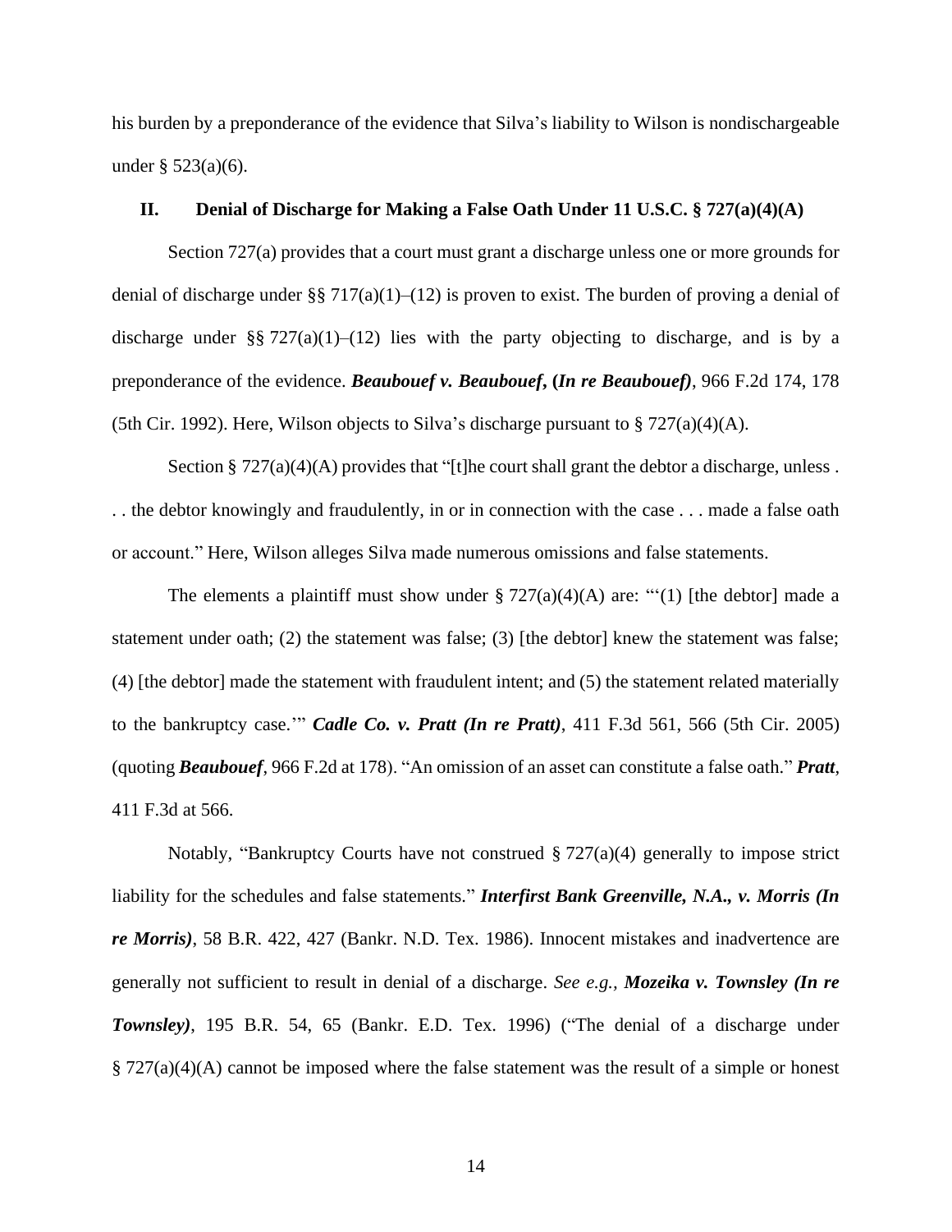his burden by a preponderance of the evidence that Silva's liability to Wilson is nondischargeable under § 523(a)(6).

## II. Denial of Discharge for Making a False Oath Under 11 U.S.C. § 727(a)(4)(A)

Section 727(a) provides that a court must grant a discharge unless one or more grounds for denial of discharge under §§ 717(a)(1)–(12) is proven to exist. The burden of proving a denial of discharge under §§ 727(a)(1)–(12) lies with the party objecting to discharge, and is by a preponderance of the evidence. ***Beaubouef v. Beaubouef*, (*In re Beaubouef*)**, 966 F.2d 174, 178 (5th Cir. 1992). Here, Wilson objects to Silva's discharge pursuant to § 727(a)(4)(A).

Section § 727(a)(4)(A) provides that "[t]he court shall grant the debtor a discharge, unless . . . the debtor knowingly and fraudulently, in or in connection with the case . . . made a false oath or account." Here, Wilson alleges Silva made numerous omissions and false statements.

The elements a plaintiff must show under § 727(a)(4)(A) are: "'(1) [the debtor] made a statement under oath; (2) the statement was false; (3) [the debtor] knew the statement was false; (4) [the debtor] made the statement with fraudulent intent; and (5) the statement related materially to the bankruptcy case.'" ***Cadle Co. v. Pratt (In re Pratt)***, 411 F.3d 561, 566 (5th Cir. 2005) (quoting ***Beaubouef***, 966 F.2d at 178). "An omission of an asset can constitute a false oath." ***Pratt***, 411 F.3d at 566.

Notably, "Bankruptcy Courts have not construed § 727(a)(4) generally to impose strict liability for the schedules and false statements." ***Interfirst Bank Greenville, N.A., v. Morris (In re Morris)***, 58 B.R. 422, 427 (Bankr. N.D. Tex. 1986). Innocent mistakes and inadvertence are generally not sufficient to result in denial of a discharge. *See e.g.*, ***Mozeika v. Townsley (In re Townsley)***, 195 B.R. 54, 65 (Bankr. E.D. Tex. 1996) ("The denial of a discharge under § 727(a)(4)(A) cannot be imposed where the false statement was the result of a simple or honest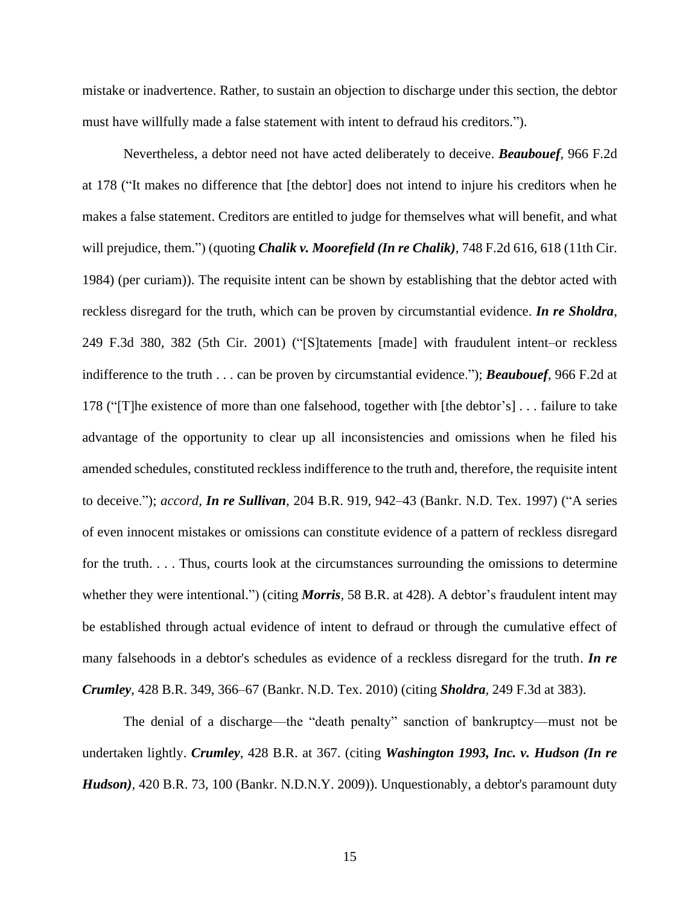mistake or inadvertence. Rather, to sustain an objection to discharge under this section, the debtor must have willfully made a false statement with intent to defraud his creditors.").

Nevertheless, a debtor need not have acted deliberately to deceive. ***Beaubouef***, 966 F.2d at 178 ("It makes no difference that [the debtor] does not intend to injure his creditors when he makes a false statement. Creditors are entitled to judge for themselves what will benefit, and what will prejudice, them.") (quoting ***Chalik v. Moorefield (In re Chalik)***, 748 F.2d 616, 618 (11th Cir. 1984) (per curiam)). The requisite intent can be shown by establishing that the debtor acted with reckless disregard for the truth, which can be proven by circumstantial evidence. ***In re Sholdra***, 249 F.3d 380, 382 (5th Cir. 2001) ("[S]tatements [made] with fraudulent intent–or reckless indifference to the truth . . . can be proven by circumstantial evidence."); ***Beaubouef***, 966 F.2d at 178 ("[T]he existence of more than one falsehood, together with [the debtor's] . . . failure to take advantage of the opportunity to clear up all inconsistencies and omissions when he filed his amended schedules, constituted reckless indifference to the truth and, therefore, the requisite intent to deceive."); *accord*, ***In re Sullivan***, 204 B.R. 919, 942–43 (Bankr. N.D. Tex. 1997) ("A series of even innocent mistakes or omissions can constitute evidence of a pattern of reckless disregard for the truth. . . . Thus, courts look at the circumstances surrounding the omissions to determine whether they were intentional.") (citing ***Morris***, 58 B.R. at 428). A debtor's fraudulent intent may be established through actual evidence of intent to defraud or through the cumulative effect of many falsehoods in a debtor's schedules as evidence of a reckless disregard for the truth. ***In re Crumley***, 428 B.R. 349, 366–67 (Bankr. N.D. Tex. 2010) (citing ***Sholdra***, 249 F.3d at 383).

The denial of a discharge—the "death penalty" sanction of bankruptcy—must not be undertaken lightly. ***Crumley***, 428 B.R. at 367. (citing ***Washington 1993, Inc. v. Hudson (In re Hudson)***, 420 B.R. 73, 100 (Bankr. N.D.N.Y. 2009)). Unquestionably, a debtor's paramount duty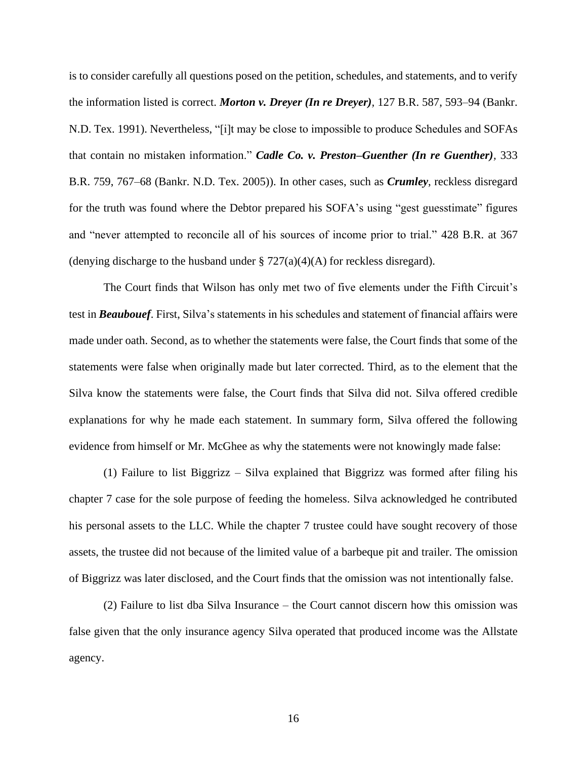is to consider carefully all questions posed on the petition, schedules, and statements, and to verify the information listed is correct. ***Morton v. Dreyer (In re Dreyer)***, 127 B.R. 587, 593–94 (Bankr. N.D. Tex. 1991). Nevertheless, "[i]t may be close to impossible to produce Schedules and SOFAs that contain no mistaken information." ***Cadle Co. v. Preston–Guenther (In re Guenther)***, 333 B.R. 759, 767–68 (Bankr. N.D. Tex. 2005)). In other cases, such as ***Crumley***, reckless disregard for the truth was found where the Debtor prepared his SOFA's using "gest guesstimate" figures and "never attempted to reconcile all of his sources of income prior to trial." 428 B.R. at 367 (denying discharge to the husband under § 727(a)(4)(A) for reckless disregard).

The Court finds that Wilson has only met two of five elements under the Fifth Circuit's test in ***Beaubouef***. First, Silva's statements in his schedules and statement of financial affairs were made under oath. Second, as to whether the statements were false, the Court finds that some of the statements were false when originally made but later corrected. Third, as to the element that the Silva know the statements were false, the Court finds that Silva did not. Silva offered credible explanations for why he made each statement. In summary form, Silva offered the following evidence from himself or Mr. McGhee as why the statements were not knowingly made false:

(1) Failure to list Biggrizz – Silva explained that Biggrizz was formed after filing his chapter 7 case for the sole purpose of feeding the homeless. Silva acknowledged he contributed his personal assets to the LLC. While the chapter 7 trustee could have sought recovery of those assets, the trustee did not because of the limited value of a barbeque pit and trailer. The omission of Biggrizz was later disclosed, and the Court finds that the omission was not intentionally false.

(2) Failure to list dba Silva Insurance – the Court cannot discern how this omission was false given that the only insurance agency Silva operated that produced income was the Allstate agency.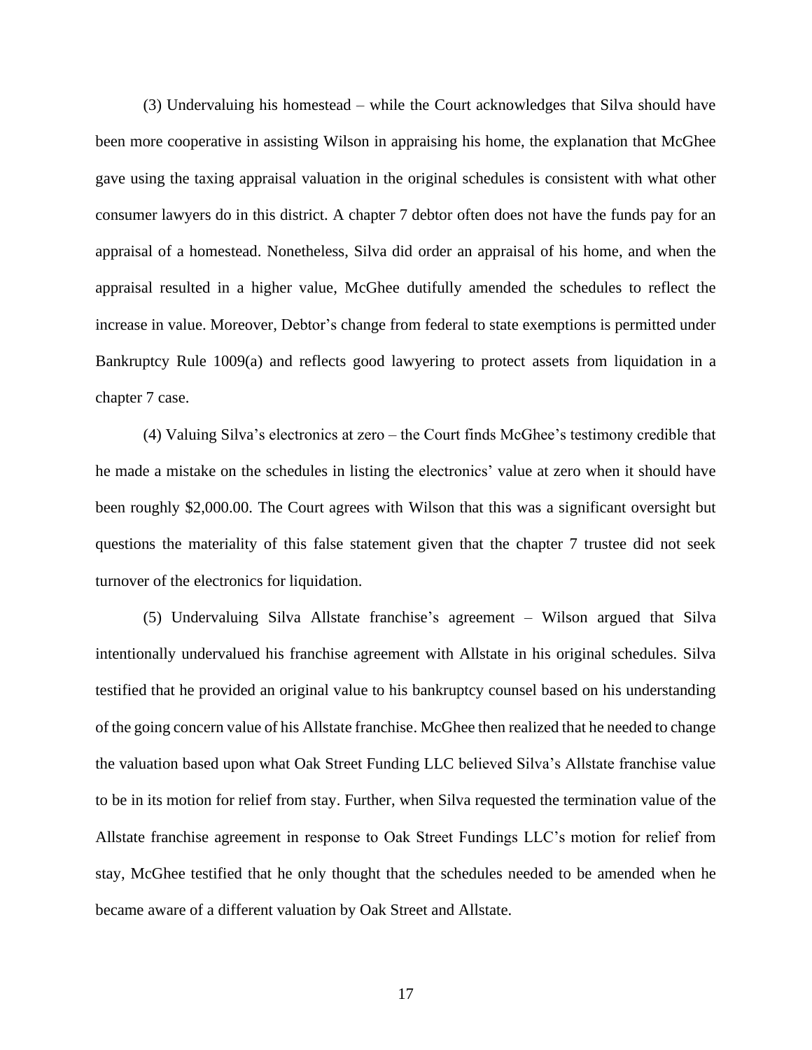(3) Undervaluing his homestead – while the Court acknowledges that Silva should have been more cooperative in assisting Wilson in appraising his home, the explanation that McGhee gave using the taxing appraisal valuation in the original schedules is consistent with what other consumer lawyers do in this district. A chapter 7 debtor often does not have the funds pay for an appraisal of a homestead. Nonetheless, Silva did order an appraisal of his home, and when the appraisal resulted in a higher value, McGhee dutifully amended the schedules to reflect the increase in value. Moreover, Debtor's change from federal to state exemptions is permitted under Bankruptcy Rule 1009(a) and reflects good lawyering to protect assets from liquidation in a chapter 7 case.

(4) Valuing Silva's electronics at zero – the Court finds McGhee's testimony credible that he made a mistake on the schedules in listing the electronics' value at zero when it should have been roughly $2,000.00. The Court agrees with Wilson that this was a significant oversight but questions the materiality of this false statement given that the chapter 7 trustee did not seek turnover of the electronics for liquidation.

(5) Undervaluing Silva Allstate franchise's agreement – Wilson argued that Silva intentionally undervalued his franchise agreement with Allstate in his original schedules. Silva testified that he provided an original value to his bankruptcy counsel based on his understanding of the going concern value of his Allstate franchise. McGhee then realized that he needed to change the valuation based upon what Oak Street Funding LLC believed Silva's Allstate franchise value to be in its motion for relief from stay. Further, when Silva requested the termination value of the Allstate franchise agreement in response to Oak Street Fundings LLC's motion for relief from stay, McGhee testified that he only thought that the schedules needed to be amended when he became aware of a different valuation by Oak Street and Allstate.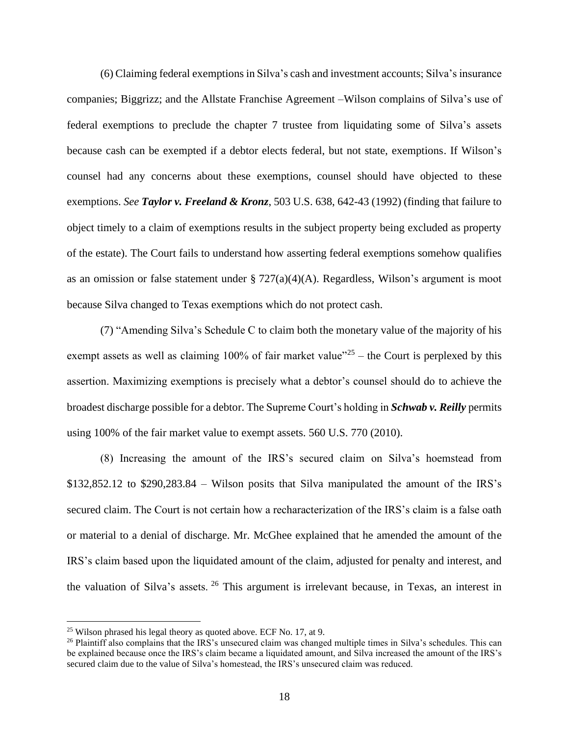(6) Claiming federal exemptions in Silva's cash and investment accounts; Silva's insurance companies; Biggrizz; and the Allstate Franchise Agreement –Wilson complains of Silva's use of federal exemptions to preclude the chapter 7 trustee from liquidating some of Silva's assets because cash can be exempted if a debtor elects federal, but not state, exemptions. If Wilson's counsel had any concerns about these exemptions, counsel should have objected to these exemptions. *See* ***Taylor v. Freeland & Kronz***, 503 U.S. 638, 642-43 (1992) (finding that failure to object timely to a claim of exemptions results in the subject property being excluded as property of the estate). The Court fails to understand how asserting federal exemptions somehow qualifies as an omission or false statement under § 727(a)(4)(A). Regardless, Wilson's argument is moot because Silva changed to Texas exemptions which do not protect cash.

(7) "Amending Silva's Schedule C to claim both the monetary value of the majority of his exempt assets as well as claiming 100% of fair market value"[25] – the Court is perplexed by this assertion. Maximizing exemptions is precisely what a debtor's counsel should do to achieve the broadest discharge possible for a debtor. The Supreme Court's holding in ***Schwab v. Reilly*** permits using 100% of the fair market value to exempt assets. 560 U.S. 770 (2010).

(8) Increasing the amount of the IRS's secured claim on Silva's hoemstead from \$132,852.12 to \$290,283.84 – Wilson posits that Silva manipulated the amount of the IRS's secured claim. The Court is not certain how a recharacterization of the IRS's claim is a false oath or material to a denial of discharge. Mr. McGhee explained that he amended the amount of the IRS's claim based upon the liquidated amount of the claim, adjusted for penalty and interest, and the valuation of Silva's assets.[26] This argument is irrelevant because, in Texas, an interest in

---

[25] Wilson phrased his legal theory as quoted above. ECF No. 17, at 9.

[26] Plaintiff also complains that the IRS's unsecured claim was changed multiple times in Silva's schedules. This can be explained because once the IRS's claim became a liquidated amount, and Silva increased the amount of the IRS's secured claim due to the value of Silva's homestead, the IRS's unsecured claim was reduced.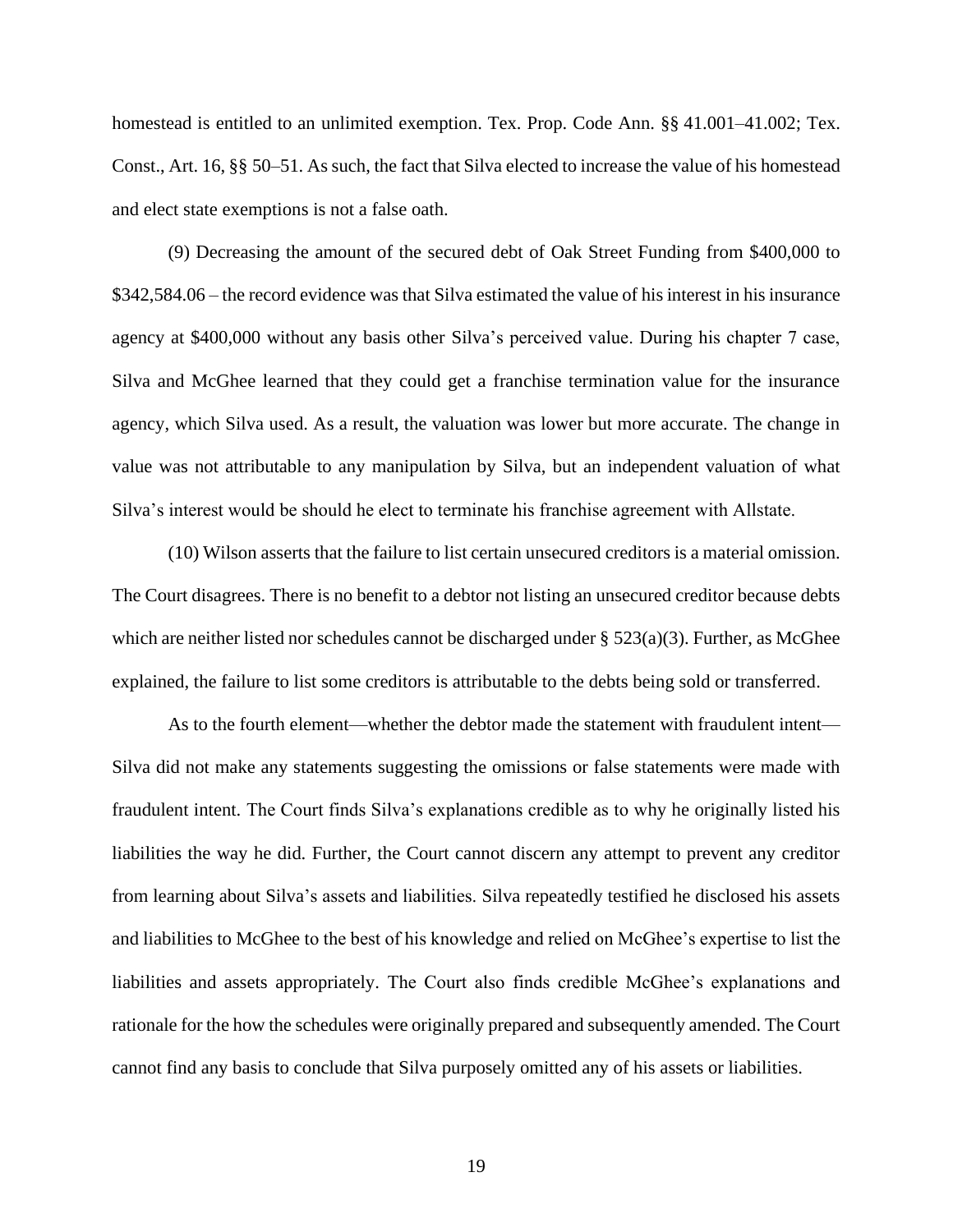homestead is entitled to an unlimited exemption. Tex. Prop. Code Ann. §§ 41.001–41.002; Tex. Const., Art. 16, §§ 50–51. As such, the fact that Silva elected to increase the value of his homestead and elect state exemptions is not a false oath.

(9) Decreasing the amount of the secured debt of Oak Street Funding from $400,000 to $342,584.06 – the record evidence was that Silva estimated the value of his interest in his insurance agency at $400,000 without any basis other Silva's perceived value. During his chapter 7 case, Silva and McGhee learned that they could get a franchise termination value for the insurance agency, which Silva used. As a result, the valuation was lower but more accurate. The change in value was not attributable to any manipulation by Silva, but an independent valuation of what Silva's interest would be should he elect to terminate his franchise agreement with Allstate.

(10) Wilson asserts that the failure to list certain unsecured creditors is a material omission. The Court disagrees. There is no benefit to a debtor not listing an unsecured creditor because debts which are neither listed nor schedules cannot be discharged under § 523(a)(3). Further, as McGhee explained, the failure to list some creditors is attributable to the debts being sold or transferred.

As to the fourth element—whether the debtor made the statement with fraudulent intent—Silva did not make any statements suggesting the omissions or false statements were made with fraudulent intent. The Court finds Silva's explanations credible as to why he originally listed his liabilities the way he did. Further, the Court cannot discern any attempt to prevent any creditor from learning about Silva's assets and liabilities. Silva repeatedly testified he disclosed his assets and liabilities to McGhee to the best of his knowledge and relied on McGhee's expertise to list the liabilities and assets appropriately. The Court also finds credible McGhee's explanations and rationale for the how the schedules were originally prepared and subsequently amended. The Court cannot find any basis to conclude that Silva purposely omitted any of his assets or liabilities.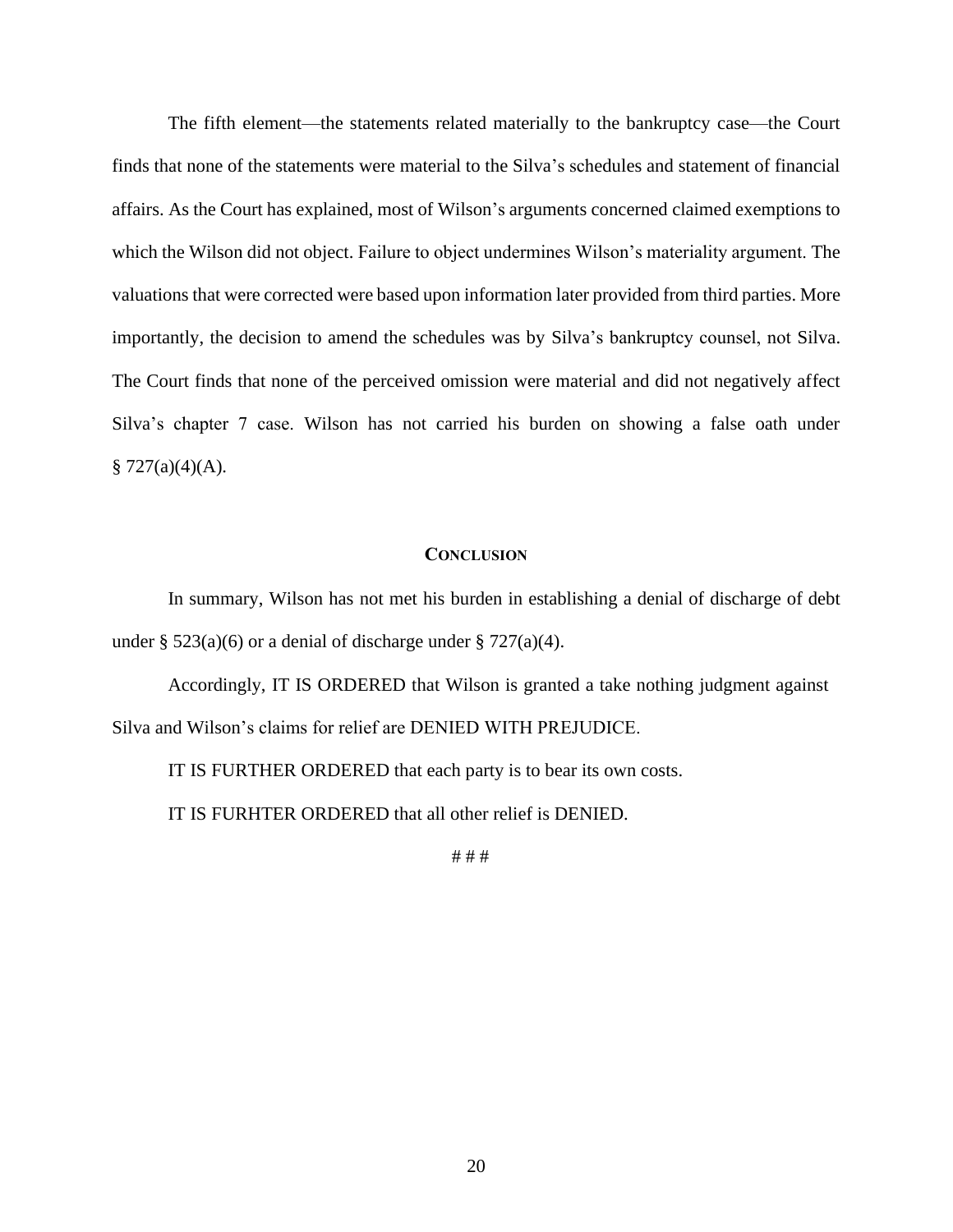The fifth element—the statements related materially to the bankruptcy case—the Court finds that none of the statements were material to the Silva's schedules and statement of financial affairs. As the Court has explained, most of Wilson's arguments concerned claimed exemptions to which the Wilson did not object. Failure to object undermines Wilson's materiality argument. The valuations that were corrected were based upon information later provided from third parties. More importantly, the decision to amend the schedules was by Silva's bankruptcy counsel, not Silva. The Court finds that none of the perceived omission were material and did not negatively affect Silva's chapter 7 case. Wilson has not carried his burden on showing a false oath under § 727(a)(4)(A).

## CONCLUSION

In summary, Wilson has not met his burden in establishing a denial of discharge of debt under § 523(a)(6) or a denial of discharge under § 727(a)(4).

Accordingly, IT IS ORDERED that Wilson is granted a take nothing judgment against Silva and Wilson's claims for relief are DENIED WITH PREJUDICE.

IT IS FURTHER ORDERED that each party is to bear its own costs.

IT IS FURHTER ORDERED that all other relief is DENIED.

# # #